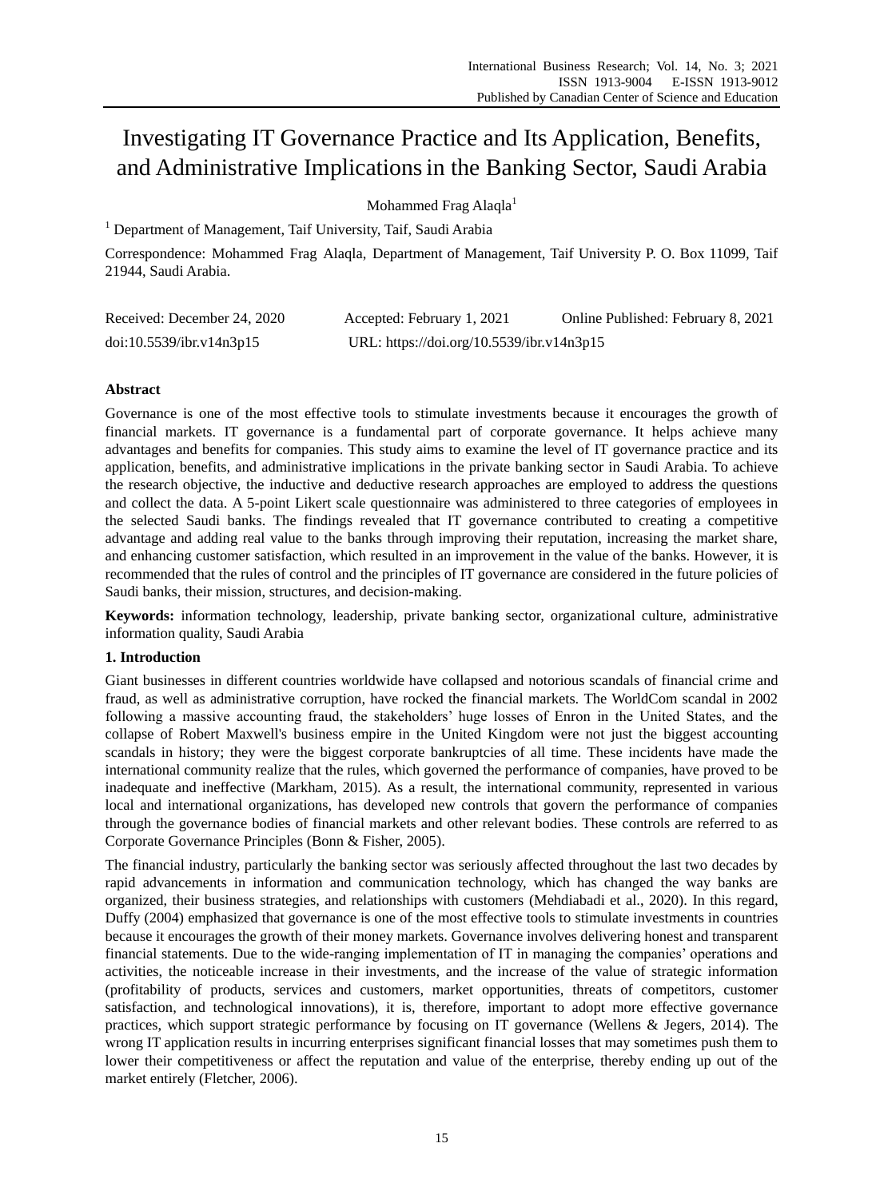# Investigating IT Governance Practice and Its Application, Benefits, and Administrative Implications in the Banking Sector, Saudi Arabia

Mohammed Frag Alaqla[1]

[1] Department of Management, Taif University, Taif, Saudi Arabia

Correspondence: Mohammed Frag Alaqla, Department of Management, Taif University P. O. Box 11099, Taif 21944, Saudi Arabia.

Received: December 24, 2020 Accepted: February 1, 2021 Online Published: February 8, 2021

doi:10.5539/ibr.v14n3p15 URL: https://doi.org/10.5539/ibr.v14n3p15

## Abstract

Governance is one of the most effective tools to stimulate investments because it encourages the growth of financial markets. IT governance is a fundamental part of corporate governance. It helps achieve many advantages and benefits for companies. This study aims to examine the level of IT governance practice and its application, benefits, and administrative implications in the private banking sector in Saudi Arabia. To achieve the research objective, the inductive and deductive research approaches are employed to address the questions and collect the data. A 5-point Likert scale questionnaire was administered to three categories of employees in the selected Saudi banks. The findings revealed that IT governance contributed to creating a competitive advantage and adding real value to the banks through improving their reputation, increasing the market share, and enhancing customer satisfaction, which resulted in an improvement in the value of the banks. However, it is recommended that the rules of control and the principles of IT governance are considered in the future policies of Saudi banks, their mission, structures, and decision-making.

**Keywords:** information technology, leadership, private banking sector, organizational culture, administrative information quality, Saudi Arabia

## 1. Introduction

Giant businesses in different countries worldwide have collapsed and notorious scandals of financial crime and fraud, as well as administrative corruption, have rocked the financial markets. The WorldCom scandal in 2002 following a massive accounting fraud, the stakeholders' huge losses of Enron in the United States, and the collapse of Robert Maxwell's business empire in the United Kingdom were not just the biggest accounting scandals in history; they were the biggest corporate bankruptcies of all time. These incidents have made the international community realize that the rules, which governed the performance of companies, have proved to be inadequate and ineffective (Markham, 2015). As a result, the international community, represented in various local and international organizations, has developed new controls that govern the performance of companies through the governance bodies of financial markets and other relevant bodies. These controls are referred to as Corporate Governance Principles (Bonn & Fisher, 2005).

The financial industry, particularly the banking sector was seriously affected throughout the last two decades by rapid advancements in information and communication technology, which has changed the way banks are organized, their business strategies, and relationships with customers (Mehdiabadi et al., 2020). In this regard, Duffy (2004) emphasized that governance is one of the most effective tools to stimulate investments in countries because it encourages the growth of their money markets. Governance involves delivering honest and transparent financial statements. Due to the wide-ranging implementation of IT in managing the companies' operations and activities, the noticeable increase in their investments, and the increase of the value of strategic information (profitability of products, services and customers, market opportunities, threats of competitors, customer satisfaction, and technological innovations), it is, therefore, important to adopt more effective governance practices, which support strategic performance by focusing on IT governance (Wellens & Jegers, 2014). The wrong IT application results in incurring enterprises significant financial losses that may sometimes push them to lower their competitiveness or affect the reputation and value of the enterprise, thereby ending up out of the market entirely (Fletcher, 2006).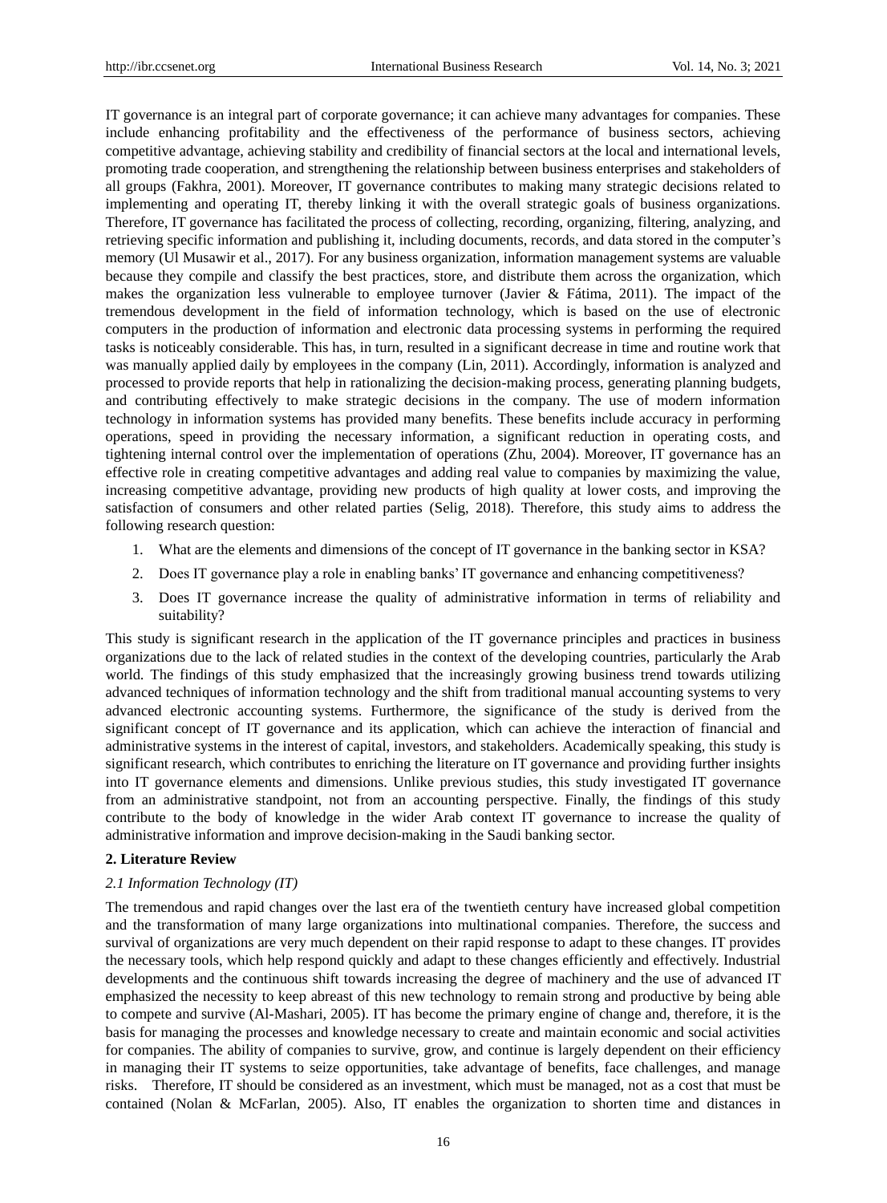IT governance is an integral part of corporate governance; it can achieve many advantages for companies. These include enhancing profitability and the effectiveness of the performance of business sectors, achieving competitive advantage, achieving stability and credibility of financial sectors at the local and international levels, promoting trade cooperation, and strengthening the relationship between business enterprises and stakeholders of all groups (Fakhra, 2001). Moreover, IT governance contributes to making many strategic decisions related to implementing and operating IT, thereby linking it with the overall strategic goals of business organizations. Therefore, IT governance has facilitated the process of collecting, recording, organizing, filtering, analyzing, and retrieving specific information and publishing it, including documents, records, and data stored in the computer's memory (Ul Musawir et al., 2017). For any business organization, information management systems are valuable because they compile and classify the best practices, store, and distribute them across the organization, which makes the organization less vulnerable to employee turnover (Javier & Fátima, 2011). The impact of the tremendous development in the field of information technology, which is based on the use of electronic computers in the production of information and electronic data processing systems in performing the required tasks is noticeably considerable. This has, in turn, resulted in a significant decrease in time and routine work that was manually applied daily by employees in the company (Lin, 2011). Accordingly, information is analyzed and processed to provide reports that help in rationalizing the decision-making process, generating planning budgets, and contributing effectively to make strategic decisions in the company. The use of modern information technology in information systems has provided many benefits. These benefits include accuracy in performing operations, speed in providing the necessary information, a significant reduction in operating costs, and tightening internal control over the implementation of operations (Zhu, 2004). Moreover, IT governance has an effective role in creating competitive advantages and adding real value to companies by maximizing the value, increasing competitive advantage, providing new products of high quality at lower costs, and improving the satisfaction of consumers and other related parties (Selig, 2018). Therefore, this study aims to address the following research question:

1. What are the elements and dimensions of the concept of IT governance in the banking sector in KSA?
2. Does IT governance play a role in enabling banks' IT governance and enhancing competitiveness?
3. Does IT governance increase the quality of administrative information in terms of reliability and suitability?

This study is significant research in the application of the IT governance principles and practices in business organizations due to the lack of related studies in the context of the developing countries, particularly the Arab world. The findings of this study emphasized that the increasingly growing business trend towards utilizing advanced techniques of information technology and the shift from traditional manual accounting systems to very advanced electronic accounting systems. Furthermore, the significance of the study is derived from the significant concept of IT governance and its application, which can achieve the interaction of financial and administrative systems in the interest of capital, investors, and stakeholders. Academically speaking, this study is significant research, which contributes to enriching the literature on IT governance and providing further insights into IT governance elements and dimensions. Unlike previous studies, this study investigated IT governance from an administrative standpoint, not from an accounting perspective. Finally, the findings of this study contribute to the body of knowledge in the wider Arab context IT governance to increase the quality of administrative information and improve decision-making in the Saudi banking sector.

## 2. Literature Review

### *2.1 Information Technology (IT)*

The tremendous and rapid changes over the last era of the twentieth century have increased global competition and the transformation of many large organizations into multinational companies. Therefore, the success and survival of organizations are very much dependent on their rapid response to adapt to these changes. IT provides the necessary tools, which help respond quickly and adapt to these changes efficiently and effectively. Industrial developments and the continuous shift towards increasing the degree of machinery and the use of advanced IT emphasized the necessity to keep abreast of this new technology to remain strong and productive by being able to compete and survive (Al-Mashari, 2005). IT has become the primary engine of change and, therefore, it is the basis for managing the processes and knowledge necessary to create and maintain economic and social activities for companies. The ability of companies to survive, grow, and continue is largely dependent on their efficiency in managing their IT systems to seize opportunities, take advantage of benefits, face challenges, and manage risks. Therefore, IT should be considered as an investment, which must be managed, not as a cost that must be contained (Nolan & McFarlan, 2005). Also, IT enables the organization to shorten time and distances in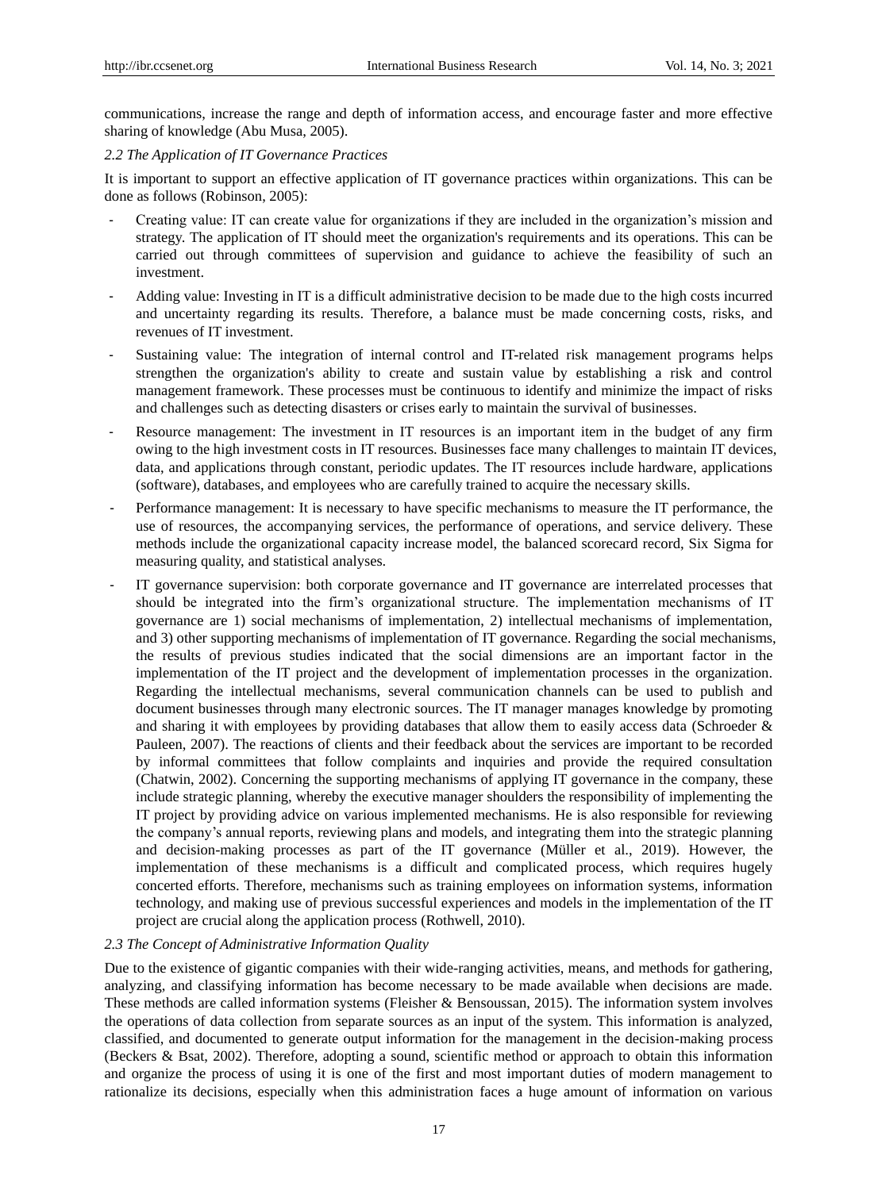communications, increase the range and depth of information access, and encourage faster and more effective sharing of knowledge (Abu Musa, 2005).

### *2.2 The Application of IT Governance Practices*

It is important to support an effective application of IT governance practices within organizations. This can be done as follows (Robinson, 2005):

- Creating value: IT can create value for organizations if they are included in the organization's mission and strategy. The application of IT should meet the organization's requirements and its operations. This can be carried out through committees of supervision and guidance to achieve the feasibility of such an investment.
- Adding value: Investing in IT is a difficult administrative decision to be made due to the high costs incurred and uncertainty regarding its results. Therefore, a balance must be made concerning costs, risks, and revenues of IT investment.
- Sustaining value: The integration of internal control and IT-related risk management programs helps strengthen the organization's ability to create and sustain value by establishing a risk and control management framework. These processes must be continuous to identify and minimize the impact of risks and challenges such as detecting disasters or crises early to maintain the survival of businesses.
- Resource management: The investment in IT resources is an important item in the budget of any firm owing to the high investment costs in IT resources. Businesses face many challenges to maintain IT devices, data, and applications through constant, periodic updates. The IT resources include hardware, applications (software), databases, and employees who are carefully trained to acquire the necessary skills.
- Performance management: It is necessary to have specific mechanisms to measure the IT performance, the use of resources, the accompanying services, the performance of operations, and service delivery. These methods include the organizational capacity increase model, the balanced scorecard record, Six Sigma for measuring quality, and statistical analyses.
- IT governance supervision: both corporate governance and IT governance are interrelated processes that should be integrated into the firm's organizational structure. The implementation mechanisms of IT governance are 1) social mechanisms of implementation, 2) intellectual mechanisms of implementation, and 3) other supporting mechanisms of implementation of IT governance. Regarding the social mechanisms, the results of previous studies indicated that the social dimensions are an important factor in the implementation of the IT project and the development of implementation processes in the organization. Regarding the intellectual mechanisms, several communication channels can be used to publish and document businesses through many electronic sources. The IT manager manages knowledge by promoting and sharing it with employees by providing databases that allow them to easily access data (Schroeder & Pauleen, 2007). The reactions of clients and their feedback about the services are important to be recorded by informal committees that follow complaints and inquiries and provide the required consultation (Chatwin, 2002). Concerning the supporting mechanisms of applying IT governance in the company, these include strategic planning, whereby the executive manager shoulders the responsibility of implementing the IT project by providing advice on various implemented mechanisms. He is also responsible for reviewing the company's annual reports, reviewing plans and models, and integrating them into the strategic planning and decision-making processes as part of the IT governance (Müller et al., 2019). However, the implementation of these mechanisms is a difficult and complicated process, which requires hugely concerted efforts. Therefore, mechanisms such as training employees on information systems, information technology, and making use of previous successful experiences and models in the implementation of the IT project are crucial along the application process (Rothwell, 2010).

### *2.3 The Concept of Administrative Information Quality*

Due to the existence of gigantic companies with their wide-ranging activities, means, and methods for gathering, analyzing, and classifying information has become necessary to be made available when decisions are made. These methods are called information systems (Fleisher & Bensoussan, 2015). The information system involves the operations of data collection from separate sources as an input of the system. This information is analyzed, classified, and documented to generate output information for the management in the decision-making process (Beckers & Bsat, 2002). Therefore, adopting a sound, scientific method or approach to obtain this information and organize the process of using it is one of the first and most important duties of modern management to rationalize its decisions, especially when this administration faces a huge amount of information on various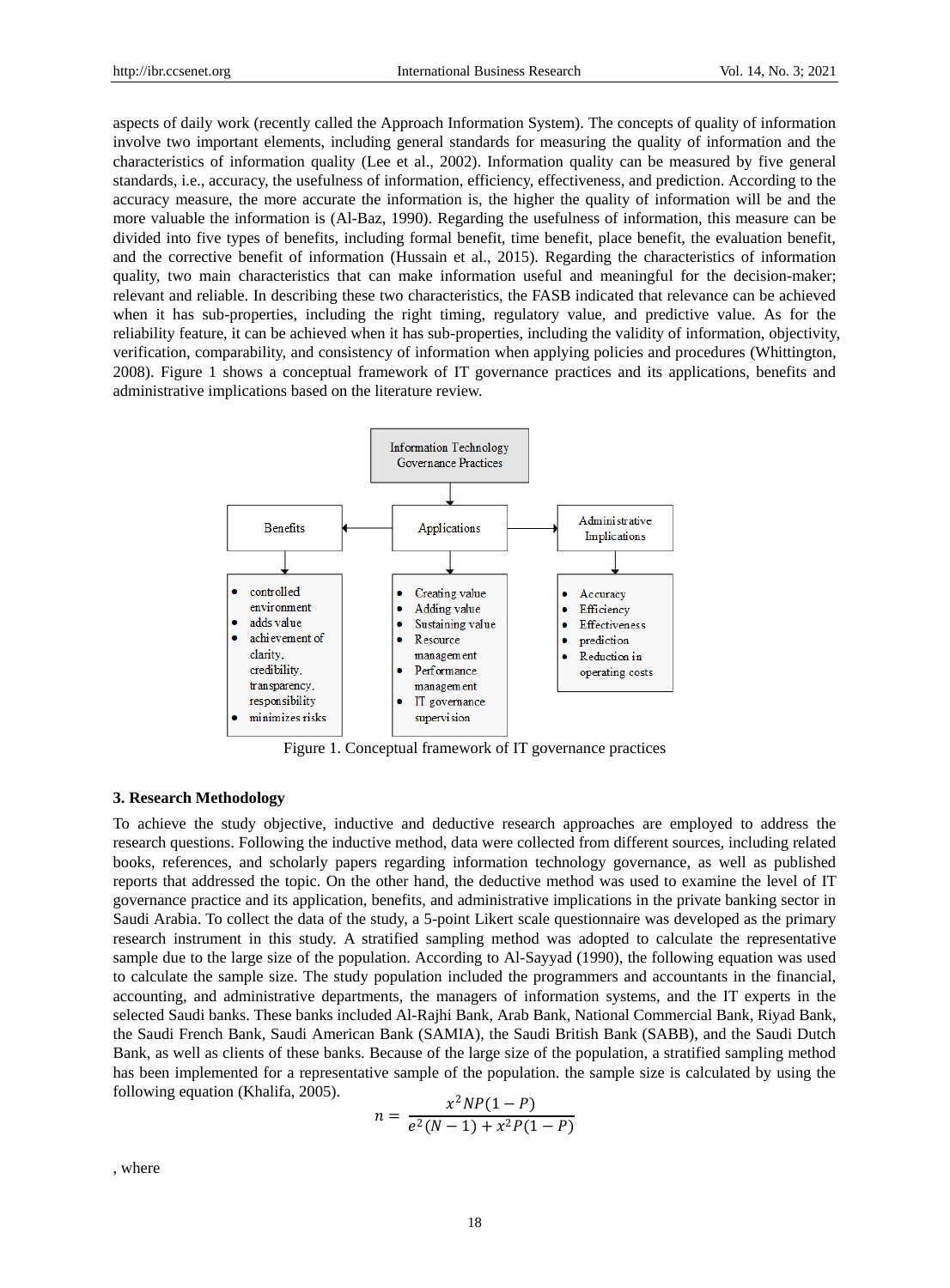aspects of daily work (recently called the Approach Information System). The concepts of quality of information involve two important elements, including general standards for measuring the quality of information and the characteristics of information quality (Lee et al., 2002). Information quality can be measured by five general standards, i.e., accuracy, the usefulness of information, efficiency, effectiveness, and prediction. According to the accuracy measure, the more accurate the information is, the higher the quality of information will be and the more valuable the information is (Al-Baz, 1990). Regarding the usefulness of information, this measure can be divided into five types of benefits, including formal benefit, time benefit, place benefit, the evaluation benefit, and the corrective benefit of information (Hussain et al., 2015). Regarding the characteristics of information quality, two main characteristics that can make information useful and meaningful for the decision-maker; relevant and reliable. In describing these two characteristics, the FASB indicated that relevance can be achieved when it has sub-properties, including the right timing, regulatory value, and predictive value. As for the reliability feature, it can be achieved when it has sub-properties, including the validity of information, objectivity, verification, comparability, and consistency of information when applying policies and procedures (Whittington, 2008). Figure 1 shows a conceptual framework of IT governance practices and its applications, benefits and administrative implications based on the literature review.

Information Technology Governance Practices

| Benefits | Applications | Administrative Implications |
|---|---|---|
| • controlled environment<br>• adds value<br>• achievement of clarity, credibility, transparency, responsibility<br>• minimizes risks | • Creating value<br>• Adding value<br>• Sustaining value<br>• Resource management<br>• Performance management<br>• IT governance supervision | • Accuracy<br>• Efficiency<br>• Effectiveness<br>• prediction<br>• Reduction in operating costs |

Figure 1. Conceptual framework of IT governance practices

### 3. Research Methodology

To achieve the study objective, inductive and deductive research approaches are employed to address the research questions. Following the inductive method, data were collected from different sources, including related books, references, and scholarly papers regarding information technology governance, as well as published reports that addressed the topic. On the other hand, the deductive method was used to examine the level of IT governance practice and its application, benefits, and administrative implications in the private banking sector in Saudi Arabia. To collect the data of the study, a 5-point Likert scale questionnaire was developed as the primary research instrument in this study. A stratified sampling method was adopted to calculate the representative sample due to the large size of the population. According to Al-Sayyad (1990), the following equation was used to calculate the sample size. The study population included the programmers and accountants in the financial, accounting, and administrative departments, the managers of information systems, and the IT experts in the selected Saudi banks. These banks included Al-Rajhi Bank, Arab Bank, National Commercial Bank, Riyad Bank, the Saudi French Bank, Saudi American Bank (SAMIA), the Saudi British Bank (SABB), and the Saudi Dutch Bank, as well as clients of these banks. Because of the large size of the population, a stratified sampling method has been implemented for a representative sample of the population. the sample size is calculated by using the following equation (Khalifa, 2005).

$$n = \frac{x^2 NP(1-P)}{e^2(N-1) + x^2 P(1-P)}$$

, where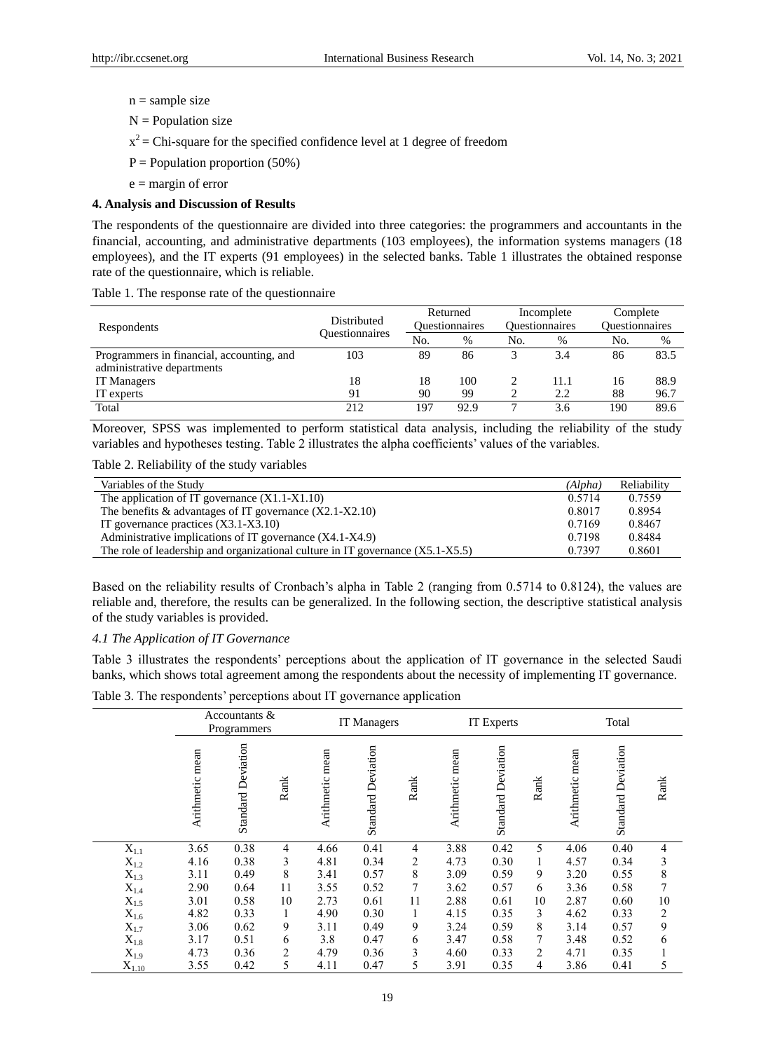n = sample size

N = Population size

$x^2$ = Chi-square for the specified confidence level at 1 degree of freedom

P = Population proportion (50%)

e = margin of error

## 4. Analysis and Discussion of Results

The respondents of the questionnaire are divided into three categories: the programmers and accountants in the financial, accounting, and administrative departments (103 employees), the information systems managers (18 employees), and the IT experts (91 employees) in the selected banks. Table 1 illustrates the obtained response rate of the questionnaire, which is reliable.

Table 1. The response rate of the questionnaire

| Respondents | Distributed Questionnaires | Returned Questionnaires | | Incomplete Questionnaires | | Complete Questionnaires | |
|---|---|---|---|---|---|---|---|
| | | No. | % | No. | % | No. | % |
| Programmers in financial, accounting, and administrative departments | 103 | 89 | 86 | 3 | 3.4 | 86 | 83.5 |
| IT Managers | 18 | 18 | 100 | 2 | 11.1 | 16 | 88.9 |
| IT experts | 91 | 90 | 99 | 2 | 2.2 | 88 | 96.7 |
| Total | 212 | 197 | 92.9 | 7 | 3.6 | 190 | 89.6 |

Moreover, SPSS was implemented to perform statistical data analysis, including the reliability of the study variables and hypotheses testing. Table 2 illustrates the alpha coefficients' values of the variables.

Table 2. Reliability of the study variables

| Variables of the Study | *(Alpha)* | Reliability |
|---|---|---|
| The application of IT governance (X1.1-X1.10) | 0.5714 | 0.7559 |
| The benefits & advantages of IT governance (X2.1-X2.10) | 0.8017 | 0.8954 |
| IT governance practices (X3.1-X3.10) | 0.7169 | 0.8467 |
| Administrative implications of IT governance (X4.1-X4.9) | 0.7198 | 0.8484 |
| The role of leadership and organizational culture in IT governance (X5.1-X5.5) | 0.7397 | 0.8601 |

Based on the reliability results of Cronbach's alpha in Table 2 (ranging from 0.5714 to 0.8124), the values are reliable and, therefore, the results can be generalized. In the following section, the descriptive statistical analysis of the study variables is provided.

### *4.1 The Application of IT Governance*

Table 3 illustrates the respondents' perceptions about the application of IT governance in the selected Saudi banks, which shows total agreement among the respondents about the necessity of implementing IT governance.

Table 3. The respondents' perceptions about IT governance application

| | Accountants & Programmers | | | IT Managers | | | IT Experts | | | Total | | |
|---|---|---|---|---|---|---|---|---|---|---|---|---|
| | Arithmetic mean | Standard Deviation | Rank | Arithmetic mean | Standard Deviation | Rank | Arithmetic mean | Standard Deviation | Rank | Arithmetic mean | Standard Deviation | Rank |
| $X_{1.1}$ | 3.65 | 0.38 | 4 | 4.66 | 0.41 | 4 | 3.88 | 0.42 | 5 | 4.06 | 0.40 | 4 |
| $X_{1.2}$ | 4.16 | 0.38 | 3 | 4.81 | 0.34 | 2 | 4.73 | 0.30 | 1 | 4.57 | 0.34 | 3 |
| $X_{1.3}$ | 3.11 | 0.49 | 8 | 3.41 | 0.57 | 8 | 3.09 | 0.59 | 9 | 3.20 | 0.55 | 8 |
| $X_{1.4}$ | 2.90 | 0.64 | 11 | 3.55 | 0.52 | 7 | 3.62 | 0.57 | 6 | 3.36 | 0.58 | 7 |
| $X_{1.5}$ | 3.01 | 0.58 | 10 | 2.73 | 0.61 | 11 | 2.88 | 0.61 | 10 | 2.87 | 0.60 | 10 |
| $X_{1.6}$ | 4.82 | 0.33 | 1 | 4.90 | 0.30 | 1 | 4.15 | 0.35 | 3 | 4.62 | 0.33 | 2 |
| $X_{1.7}$ | 3.06 | 0.62 | 9 | 3.11 | 0.49 | 9 | 3.24 | 0.59 | 8 | 3.14 | 0.57 | 9 |
| $X_{1.8}$ | 3.17 | 0.51 | 6 | 3.8 | 0.47 | 6 | 3.47 | 0.58 | 7 | 3.48 | 0.52 | 6 |
| $X_{1.9}$ | 4.73 | 0.36 | 2 | 4.79 | 0.36 | 3 | 4.60 | 0.33 | 2 | 4.71 | 0.35 | 1 |
| $X_{1.10}$ | 3.55 | 0.42 | 5 | 4.11 | 0.47 | 5 | 3.91 | 0.35 | 4 | 3.86 | 0.41 | 5 |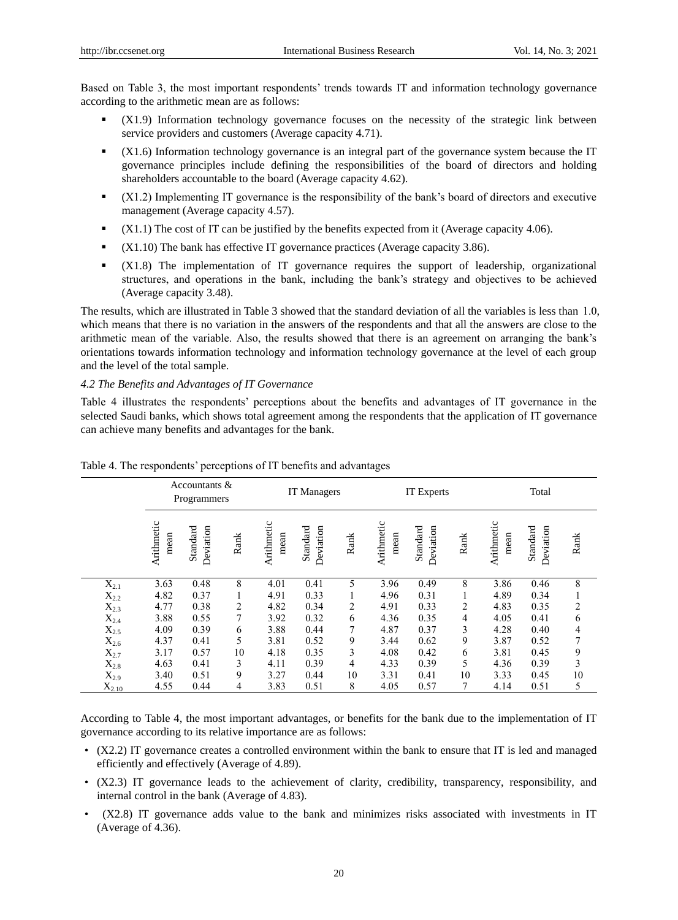Based on Table 3, the most important respondents' trends towards IT and information technology governance according to the arithmetic mean are as follows:

- ($X_{1.9}$) Information technology governance focuses on the necessity of the strategic link between service providers and customers (Average capacity 4.71).
- ($X_{1.6}$) Information technology governance is an integral part of the governance system because the IT governance principles include defining the responsibilities of the board of directors and holding shareholders accountable to the board (Average capacity 4.62).
- ($X_{1.2}$) Implementing IT governance is the responsibility of the bank's board of directors and executive management (Average capacity 4.57).
- ($X_{1.1}$) The cost of IT can be justified by the benefits expected from it (Average capacity 4.06).
- ($X_{1.10}$) The bank has effective IT governance practices (Average capacity 3.86).
- ($X_{1.8}$) The implementation of IT governance requires the support of leadership, organizational structures, and operations in the bank, including the bank's strategy and objectives to be achieved (Average capacity 3.48).

The results, which are illustrated in Table 3 showed that the standard deviation of all the variables is less than 1.0, which means that there is no variation in the answers of the respondents and that all the answers are close to the arithmetic mean of the variable. Also, the results showed that there is an agreement on arranging the bank's orientations towards information technology and information technology governance at the level of each group and the level of the total sample.

### *4.2 The Benefits and Advantages of IT Governance*

Table 4 illustrates the respondents' perceptions about the benefits and advantages of IT governance in the selected Saudi banks, which shows total agreement among the respondents that the application of IT governance can achieve many benefits and advantages for the bank.

Table 4. The respondents' perceptions of IT benefits and advantages

| | Accountants & Programmers | | | IT Managers | | | IT Experts | | | Total | | |
|---|---|---|---|---|---|---|---|---|---|---|---|---|
| | Arithmetic mean | Standard Deviation | Rank | Arithmetic mean | Standard Deviation | Rank | Arithmetic mean | Standard Deviation | Rank | Arithmetic mean | Standard Deviation | Rank |
| $X_{2.1}$ | 3.63 | 0.48 | 8 | 4.01 | 0.41 | 5 | 3.96 | 0.49 | 8 | 3.86 | 0.46 | 8 |
| $X_{2.2}$ | 4.82 | 0.37 | 1 | 4.91 | 0.33 | 1 | 4.96 | 0.31 | 1 | 4.89 | 0.34 | 1 |
| $X_{2.3}$ | 4.77 | 0.38 | 2 | 4.82 | 0.34 | 2 | 4.91 | 0.33 | 2 | 4.83 | 0.35 | 2 |
| $X_{2.4}$ | 3.88 | 0.55 | 7 | 3.92 | 0.32 | 6 | 4.36 | 0.35 | 4 | 4.05 | 0.41 | 6 |
| $X_{2.5}$ | 4.09 | 0.39 | 6 | 3.88 | 0.44 | 7 | 4.87 | 0.37 | 3 | 4.28 | 0.40 | 4 |
| $X_{2.6}$ | 4.37 | 0.41 | 5 | 3.81 | 0.52 | 9 | 3.44 | 0.62 | 9 | 3.87 | 0.52 | 7 |
| $X_{2.7}$ | 3.17 | 0.57 | 10 | 4.18 | 0.35 | 3 | 4.08 | 0.42 | 6 | 3.81 | 0.45 | 9 |
| $X_{2.8}$ | 4.63 | 0.41 | 3 | 4.11 | 0.39 | 4 | 4.33 | 0.39 | 5 | 4.36 | 0.39 | 3 |
| $X_{2.9}$ | 3.40 | 0.51 | 9 | 3.27 | 0.44 | 10 | 3.31 | 0.41 | 10 | 3.33 | 0.45 | 10 |
| $X_{2.10}$ | 4.55 | 0.44 | 4 | 3.83 | 0.51 | 8 | 4.05 | 0.57 | 7 | 4.14 | 0.51 | 5 |

According to Table 4, the most important advantages, or benefits for the bank due to the implementation of IT governance according to its relative importance are as follows:

- ($X_{2.2}$) IT governance creates a controlled environment within the bank to ensure that IT is led and managed efficiently and effectively (Average of 4.89).
- ($X_{2.3}$) IT governance leads to the achievement of clarity, credibility, transparency, responsibility, and internal control in the bank (Average of 4.83).
- ($X_{2.8}$) IT governance adds value to the bank and minimizes risks associated with investments in IT (Average of 4.36).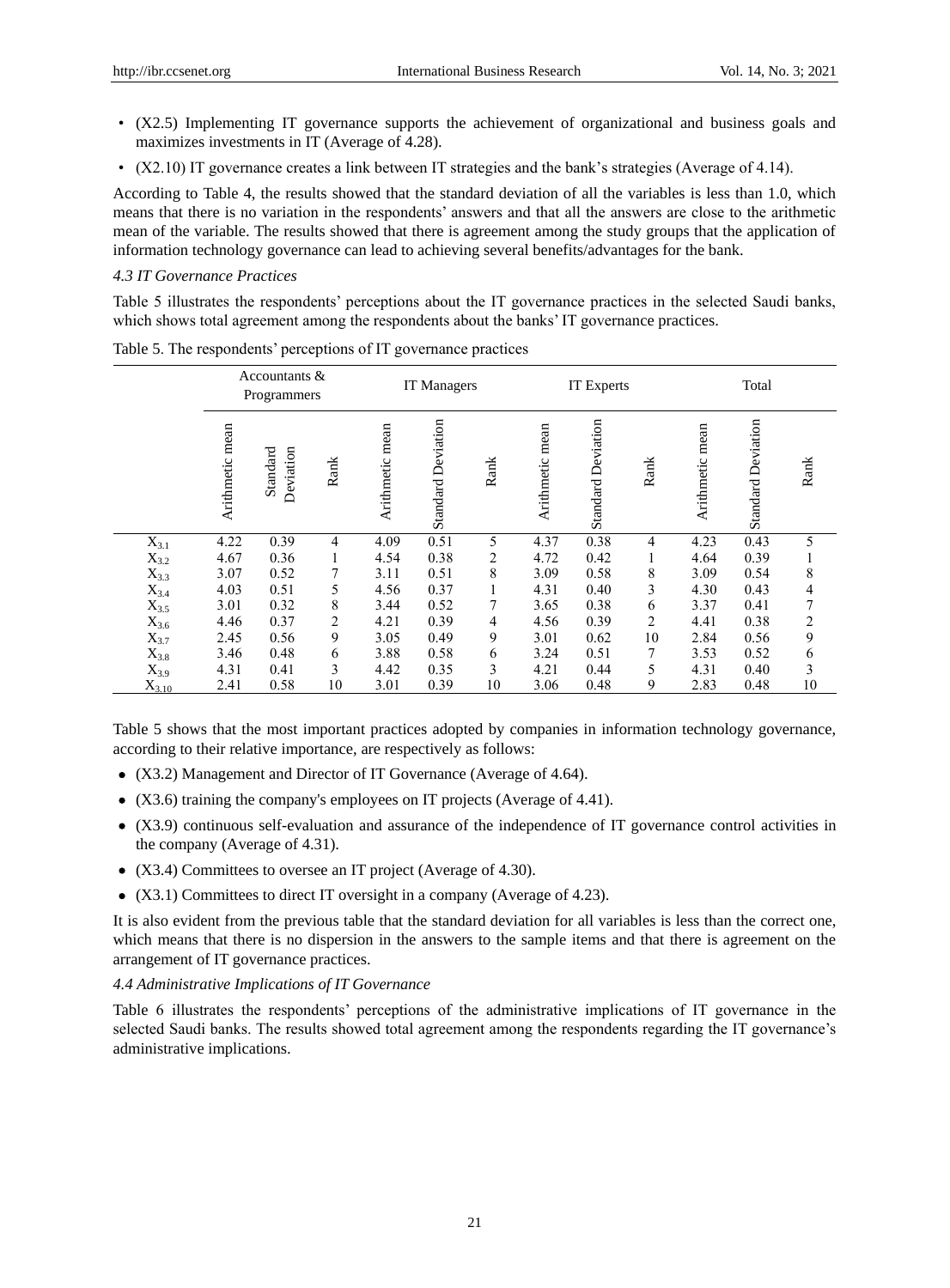- (X2.5) Implementing IT governance supports the achievement of organizational and business goals and maximizes investments in IT (Average of 4.28).
- (X2.10) IT governance creates a link between IT strategies and the bank's strategies (Average of 4.14).

According to Table 4, the results showed that the standard deviation of all the variables is less than 1.0, which means that there is no variation in the respondents' answers and that all the answers are close to the arithmetic mean of the variable. The results showed that there is agreement among the study groups that the application of information technology governance can lead to achieving several benefits/advantages for the bank.

### *4.3 IT Governance Practices*

Table 5 illustrates the respondents' perceptions about the IT governance practices in the selected Saudi banks, which shows total agreement among the respondents about the banks' IT governance practices.

Table 5. The respondents' perceptions of IT governance practices

| | Accountants & Programmers | | | IT Managers | | | IT Experts | | | Total | | |
|---|---|---|---|---|---|---|---|---|---|---|---|---|
| | Arithmetic mean | Standard Deviation | Rank | Arithmetic mean | Standard Deviation | Rank | Arithmetic mean | Standard Deviation | Rank | Arithmetic mean | Standard Deviation | Rank |
| $X_{3.1}$ | 4.22 | 0.39 | 4 | 4.09 | 0.51 | 5 | 4.37 | 0.38 | 4 | 4.23 | 0.43 | 5 |
| $X_{3.2}$ | 4.67 | 0.36 | 1 | 4.54 | 0.38 | 2 | 4.72 | 0.42 | 1 | 4.64 | 0.39 | 1 |
| $X_{3.3}$ | 3.07 | 0.52 | 7 | 3.11 | 0.51 | 8 | 3.09 | 0.58 | 8 | 3.09 | 0.54 | 8 |
| $X_{3.4}$ | 4.03 | 0.51 | 5 | 4.56 | 0.37 | 1 | 4.31 | 0.40 | 3 | 4.30 | 0.43 | 4 |
| $X_{3.5}$ | 3.01 | 0.32 | 8 | 3.44 | 0.52 | 7 | 3.65 | 0.38 | 6 | 3.37 | 0.41 | 7 |
| $X_{3.6}$ | 4.46 | 0.37 | 2 | 4.21 | 0.39 | 4 | 4.56 | 0.39 | 2 | 4.41 | 0.38 | 2 |
| $X_{3.7}$ | 2.45 | 0.56 | 9 | 3.05 | 0.49 | 9 | 3.01 | 0.62 | 10 | 2.84 | 0.56 | 9 |
| $X_{3.8}$ | 3.46 | 0.48 | 6 | 3.88 | 0.58 | 6 | 3.24 | 0.51 | 7 | 3.53 | 0.52 | 6 |
| $X_{3.9}$ | 4.31 | 0.41 | 3 | 4.42 | 0.35 | 3 | 4.21 | 0.44 | 5 | 4.31 | 0.40 | 3 |
| $X_{3.10}$ | 2.41 | 0.58 | 10 | 3.01 | 0.39 | 10 | 3.06 | 0.48 | 9 | 2.83 | 0.48 | 10 |

Table 5 shows that the most important practices adopted by companies in information technology governance, according to their relative importance, are respectively as follows:

- (X3.2) Management and Director of IT Governance (Average of 4.64).
- (X3.6) training the company's employees on IT projects (Average of 4.41).
- (X3.9) continuous self-evaluation and assurance of the independence of IT governance control activities in the company (Average of 4.31).
- (X3.4) Committees to oversee an IT project (Average of 4.30).
- (X3.1) Committees to direct IT oversight in a company (Average of 4.23).

It is also evident from the previous table that the standard deviation for all variables is less than the correct one, which means that there is no dispersion in the answers to the sample items and that there is agreement on the arrangement of IT governance practices.

### *4.4 Administrative Implications of IT Governance*

Table 6 illustrates the respondents' perceptions of the administrative implications of IT governance in the selected Saudi banks. The results showed total agreement among the respondents regarding the IT governance's administrative implications.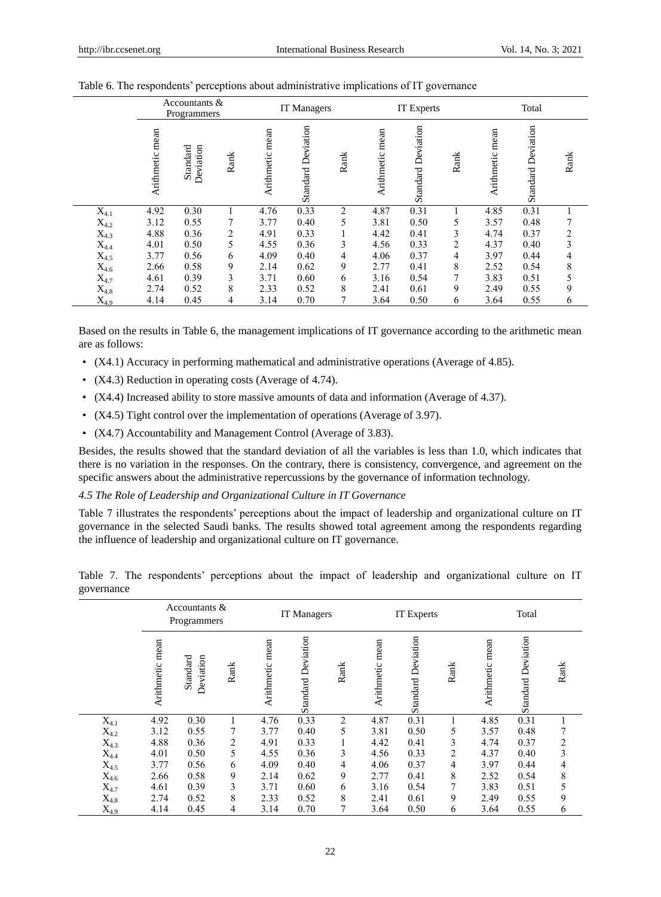Table 6. The respondents' perceptions about administrative implications of IT governance

| | Accountants & Programmers | | | IT Managers | | | IT Experts | | | Total | | |
|---|---|---|---|---|---|---|---|---|---|---|---|---|
| | Arithmetic mean | Standard Deviation | Rank | Arithmetic mean | Standard Deviation | Rank | Arithmetic mean | Standard Deviation | Rank | Arithmetic mean | Standard Deviation | Rank |
| $X_{4.1}$ | 4.92 | 0.30 | 1 | 4.76 | 0.33 | 2 | 4.87 | 0.31 | 1 | 4.85 | 0.31 | 1 |
| $X_{4.2}$ | 3.12 | 0.55 | 7 | 3.77 | 0.40 | 5 | 3.81 | 0.50 | 5 | 3.57 | 0.48 | 7 |
| $X_{4.3}$ | 4.88 | 0.36 | 2 | 4.91 | 0.33 | 1 | 4.42 | 0.41 | 3 | 4.74 | 0.37 | 2 |
| $X_{4.4}$ | 4.01 | 0.50 | 5 | 4.55 | 0.36 | 3 | 4.56 | 0.33 | 2 | 4.37 | 0.40 | 3 |
| $X_{4.5}$ | 3.77 | 0.56 | 6 | 4.09 | 0.40 | 4 | 4.06 | 0.37 | 4 | 3.97 | 0.44 | 4 |
| $X_{4.6}$ | 2.66 | 0.58 | 9 | 2.14 | 0.62 | 9 | 2.77 | 0.41 | 8 | 2.52 | 0.54 | 8 |
| $X_{4.7}$ | 4.61 | 0.39 | 3 | 3.71 | 0.60 | 6 | 3.16 | 0.54 | 7 | 3.83 | 0.51 | 5 |
| $X_{4.8}$ | 2.74 | 0.52 | 8 | 2.33 | 0.52 | 8 | 2.41 | 0.61 | 9 | 2.49 | 0.55 | 9 |
| $X_{4.9}$ | 4.14 | 0.45 | 4 | 3.14 | 0.70 | 7 | 3.64 | 0.50 | 6 | 3.64 | 0.55 | 6 |

Based on the results in Table 6, the management implications of IT governance according to the arithmetic mean are as follows:

- (X4.1) Accuracy in performing mathematical and administrative operations (Average of 4.85).
- (X4.3) Reduction in operating costs (Average of 4.74).
- (X4.4) Increased ability to store massive amounts of data and information (Average of 4.37).
- (X4.5) Tight control over the implementation of operations (Average of 3.97).
- (X4.7) Accountability and Management Control (Average of 3.83).

Besides, the results showed that the standard deviation of all the variables is less than 1.0, which indicates that there is no variation in the responses. On the contrary, there is consistency, convergence, and agreement on the specific answers about the administrative repercussions by the governance of information technology.

*4.5 The Role of Leadership and Organizational Culture in IT Governance*

Table 7 illustrates the respondents' perceptions about the impact of leadership and organizational culture on IT governance in the selected Saudi banks. The results showed total agreement among the respondents regarding the influence of leadership and organizational culture on IT governance.

Table 7. The respondents' perceptions about the impact of leadership and organizational culture on IT governance

| | Accountants & Programmers | | | IT Managers | | | IT Experts | | | Total | | |
|---|---|---|---|---|---|---|---|---|---|---|---|---|
| | Arithmetic mean | Standard Deviation | Rank | Arithmetic mean | Standard Deviation | Rank | Arithmetic mean | Standard Deviation | Rank | Arithmetic mean | Standard Deviation | Rank |
| $X_{4.1}$ | 4.92 | 0.30 | 1 | 4.76 | 0.33 | 2 | 4.87 | 0.31 | 1 | 4.85 | 0.31 | 1 |
| $X_{4.2}$ | 3.12 | 0.55 | 7 | 3.77 | 0.40 | 5 | 3.81 | 0.50 | 5 | 3.57 | 0.48 | 7 |
| $X_{4.3}$ | 4.88 | 0.36 | 2 | 4.91 | 0.33 | 1 | 4.42 | 0.41 | 3 | 4.74 | 0.37 | 2 |
| $X_{4.4}$ | 4.01 | 0.50 | 5 | 4.55 | 0.36 | 3 | 4.56 | 0.33 | 2 | 4.37 | 0.40 | 3 |
| $X_{4.5}$ | 3.77 | 0.56 | 6 | 4.09 | 0.40 | 4 | 4.06 | 0.37 | 4 | 3.97 | 0.44 | 4 |
| $X_{4.6}$ | 2.66 | 0.58 | 9 | 2.14 | 0.62 | 9 | 2.77 | 0.41 | 8 | 2.52 | 0.54 | 8 |
| $X_{4.7}$ | 4.61 | 0.39 | 3 | 3.71 | 0.60 | 6 | 3.16 | 0.54 | 7 | 3.83 | 0.51 | 5 |
| $X_{4.8}$ | 2.74 | 0.52 | 8 | 2.33 | 0.52 | 8 | 2.41 | 0.61 | 9 | 2.49 | 0.55 | 9 |
| $X_{4.9}$ | 4.14 | 0.45 | 4 | 3.14 | 0.70 | 7 | 3.64 | 0.50 | 6 | 3.64 | 0.55 | 6 |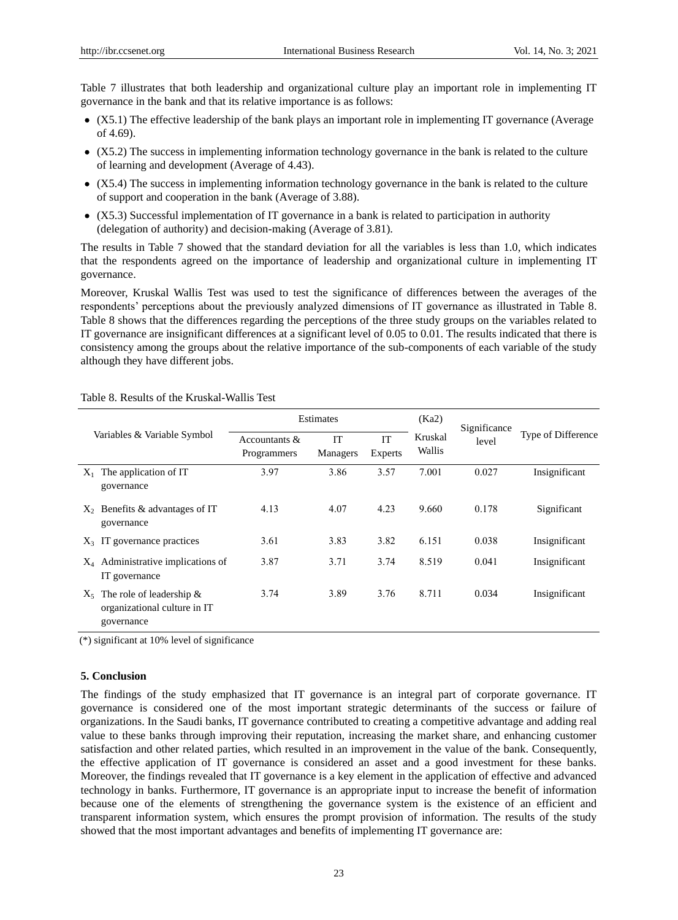Table 7 illustrates that both leadership and organizational culture play an important role in implementing IT governance in the bank and that its relative importance is as follows:

- (X5.1) The effective leadership of the bank plays an important role in implementing IT governance (Average of 4.69).
- (X5.2) The success in implementing information technology governance in the bank is related to the culture of learning and development (Average of 4.43).
- (X5.4) The success in implementing information technology governance in the bank is related to the culture of support and cooperation in the bank (Average of 3.88).
- (X5.3) Successful implementation of IT governance in a bank is related to participation in authority (delegation of authority) and decision-making (Average of 3.81).

The results in Table 7 showed that the standard deviation for all the variables is less than 1.0, which indicates that the respondents agreed on the importance of leadership and organizational culture in implementing IT governance.

Moreover, Kruskal Wallis Test was used to test the significance of differences between the averages of the respondents' perceptions about the previously analyzed dimensions of IT governance as illustrated in Table 8. Table 8 shows that the differences regarding the perceptions of the three study groups on the variables related to IT governance are insignificant differences at a significant level of 0.05 to 0.01. The results indicated that there is consistency among the groups about the relative importance of the sub-components of each variable of the study although they have different jobs.

Table 8. Results of the Kruskal-Wallis Test

| Variables & Variable Symbol | | Estimates | | | (Ka2) | Significance level | Type of Difference |
|---|---|---|---|---|---|---|---|
| | | Accountants & Programmers | IT Managers | IT Experts | Kruskal Wallis | | |
| $X_1$ | The application of IT governance | 3.97 | 3.86 | 3.57 | 7.001 | 0.027 | Insignificant |
| $X_2$ | Benefits & advantages of IT governance | 4.13 | 4.07 | 4.23 | 9.660 | 0.178 | Significant |
| $X_3$ | IT governance practices | 3.61 | 3.83 | 3.82 | 6.151 | 0.038 | Insignificant |
| $X_4$ | Administrative implications of IT governance | 3.87 | 3.71 | 3.74 | 8.519 | 0.041 | Insignificant |
| $X_5$ | The role of leadership & organizational culture in IT governance | 3.74 | 3.89 | 3.76 | 8.711 | 0.034 | Insignificant |

(*) significant at 10% level of significance

## 5. Conclusion

The findings of the study emphasized that IT governance is an integral part of corporate governance. IT governance is considered one of the most important strategic determinants of the success or failure of organizations. In the Saudi banks, IT governance contributed to creating a competitive advantage and adding real value to these banks through improving their reputation, increasing the market share, and enhancing customer satisfaction and other related parties, which resulted in an improvement in the value of the bank. Consequently, the effective application of IT governance is considered an asset and a good investment for these banks. Moreover, the findings revealed that IT governance is a key element in the application of effective and advanced technology in banks. Furthermore, IT governance is an appropriate input to increase the benefit of information because one of the elements of strengthening the governance system is the existence of an efficient and transparent information system, which ensures the prompt provision of information. The results of the study showed that the most important advantages and benefits of implementing IT governance are: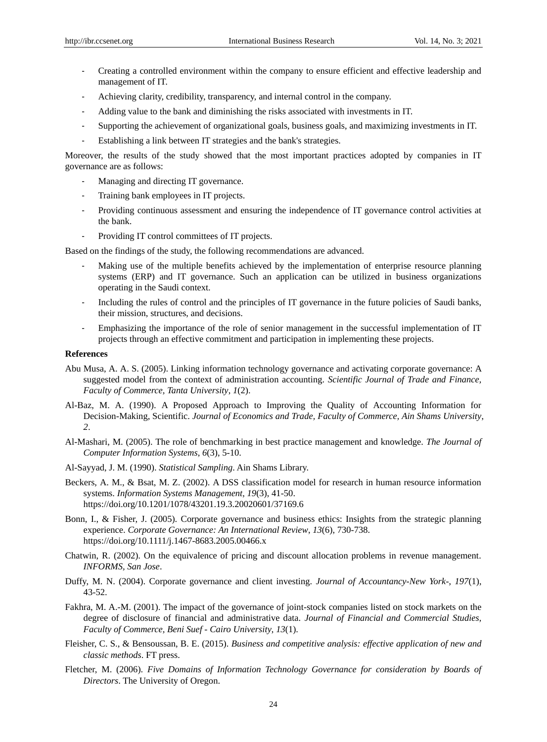- Creating a controlled environment within the company to ensure efficient and effective leadership and management of IT.
- Achieving clarity, credibility, transparency, and internal control in the company.
- Adding value to the bank and diminishing the risks associated with investments in IT.
- Supporting the achievement of organizational goals, business goals, and maximizing investments in IT.
- Establishing a link between IT strategies and the bank's strategies.

Moreover, the results of the study showed that the most important practices adopted by companies in IT governance are as follows:

- Managing and directing IT governance.
- Training bank employees in IT projects.
- Providing continuous assessment and ensuring the independence of IT governance control activities at the bank.
- Providing IT control committees of IT projects.

Based on the findings of the study, the following recommendations are advanced.

- Making use of the multiple benefits achieved by the implementation of enterprise resource planning systems (ERP) and IT governance. Such an application can be utilized in business organizations operating in the Saudi context.
- Including the rules of control and the principles of IT governance in the future policies of Saudi banks, their mission, structures, and decisions.
- Emphasizing the importance of the role of senior management in the successful implementation of IT projects through an effective commitment and participation in implementing these projects.

**References**

Abu Musa, A. A. S. (2005). Linking information technology governance and activating corporate governance: A suggested model from the context of administration accounting. *Scientific Journal of Trade and Finance, Faculty of Commerce, Tanta University*, *1*(2).

Al-Baz, M. A. (1990). A Proposed Approach to Improving the Quality of Accounting Information for Decision-Making, Scientific. *Journal of Economics and Trade, Faculty of Commerce, Ain Shams University*, *2*.

Al-Mashari, M. (2005). The role of benchmarking in best practice management and knowledge. *The Journal of Computer Information Systems*, *6*(3), 5-10.

Al-Sayyad, J. M. (1990). *Statistical Sampling*. Ain Shams Library.

Beckers, A. M., & Bsat, M. Z. (2002). A DSS classification model for research in human resource information systems. *Information Systems Management*, *19*(3), 41-50. https://doi.org/10.1201/1078/43201.19.3.20020601/37169.6

Bonn, I., & Fisher, J. (2005). Corporate governance and business ethics: Insights from the strategic planning experience. *Corporate Governance: An International Review*, *13*(6), 730-738. https://doi.org/10.1111/j.1467-8683.2005.00466.x

Chatwin, R. (2002). On the equivalence of pricing and discount allocation problems in revenue management. *INFORMS, San Jose*.

Duffy, M. N. (2004). Corporate governance and client investing. *Journal of Accountancy-New York-*, *197*(1), 43-52.

Fakhra, M. A.-M. (2001). The impact of the governance of joint-stock companies listed on stock markets on the degree of disclosure of financial and administrative data. *Journal of Financial and Commercial Studies, Faculty of Commerce, Beni Suef - Cairo University*, *13*(1).

Fleisher, C. S., & Bensoussan, B. E. (2015). *Business and competitive analysis: effective application of new and classic methods*. FT press.

Fletcher, M. (2006). *Five Domains of Information Technology Governance for consideration by Boards of Directors*. The University of Oregon.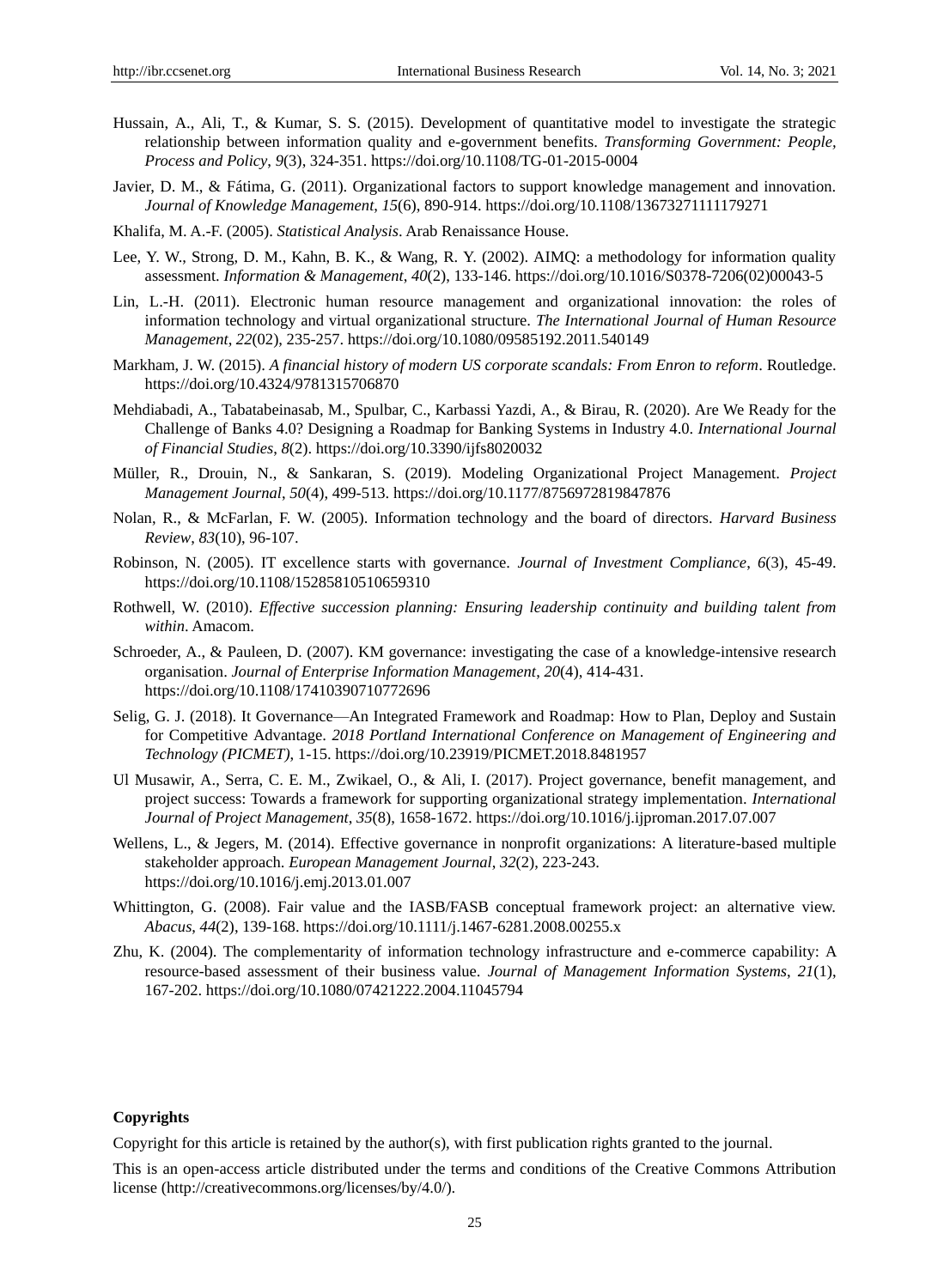Hussain, A., Ali, T., & Kumar, S. S. (2015). Development of quantitative model to investigate the strategic relationship between information quality and e-government benefits. *Transforming Government: People, Process and Policy*, *9*(3), 324-351. https://doi.org/10.1108/TG-01-2015-0004

Javier, D. M., & Fátima, G. (2011). Organizational factors to support knowledge management and innovation. *Journal of Knowledge Management*, *15*(6), 890-914. https://doi.org/10.1108/13673271111179271

Khalifa, M. A.-F. (2005). *Statistical Analysis*. Arab Renaissance House.

Lee, Y. W., Strong, D. M., Kahn, B. K., & Wang, R. Y. (2002). AIMQ: a methodology for information quality assessment. *Information & Management*, *40*(2), 133-146. https://doi.org/10.1016/S0378-7206(02)00043-5

Lin, L.-H. (2011). Electronic human resource management and organizational innovation: the roles of information technology and virtual organizational structure. *The International Journal of Human Resource Management*, *22*(02), 235-257. https://doi.org/10.1080/09585192.2011.540149

Markham, J. W. (2015). *A financial history of modern US corporate scandals: From Enron to reform*. Routledge. https://doi.org/10.4324/9781315706870

Mehdiabadi, A., Tabatabeinasab, M., Spulbar, C., Karbassi Yazdi, A., & Birau, R. (2020). Are We Ready for the Challenge of Banks 4.0? Designing a Roadmap for Banking Systems in Industry 4.0. *International Journal of Financial Studies*, *8*(2). https://doi.org/10.3390/ijfs8020032

Müller, R., Drouin, N., & Sankaran, S. (2019). Modeling Organizational Project Management. *Project Management Journal*, *50*(4), 499-513. https://doi.org/10.1177/8756972819847876

Nolan, R., & McFarlan, F. W. (2005). Information technology and the board of directors. *Harvard Business Review*, *83*(10), 96-107.

Robinson, N. (2005). IT excellence starts with governance. *Journal of Investment Compliance*, *6*(3), 45-49. https://doi.org/10.1108/15285810510659310

Rothwell, W. (2010). *Effective succession planning: Ensuring leadership continuity and building talent from within*. Amacom.

Schroeder, A., & Pauleen, D. (2007). KM governance: investigating the case of a knowledge-intensive research organisation. *Journal of Enterprise Information Management*, *20*(4), 414-431. https://doi.org/10.1108/17410390710772696

Selig, G. J. (2018). It Governance—An Integrated Framework and Roadmap: How to Plan, Deploy and Sustain for Competitive Advantage. *2018 Portland International Conference on Management of Engineering and Technology (PICMET)*, 1-15. https://doi.org/10.23919/PICMET.2018.8481957

Ul Musawir, A., Serra, C. E. M., Zwikael, O., & Ali, I. (2017). Project governance, benefit management, and project success: Towards a framework for supporting organizational strategy implementation. *International Journal of Project Management*, *35*(8), 1658-1672. https://doi.org/10.1016/j.ijproman.2017.07.007

Wellens, L., & Jegers, M. (2014). Effective governance in nonprofit organizations: A literature-based multiple stakeholder approach. *European Management Journal*, *32*(2), 223-243. https://doi.org/10.1016/j.emj.2013.01.007

Whittington, G. (2008). Fair value and the IASB/FASB conceptual framework project: an alternative view. *Abacus*, *44*(2), 139-168. https://doi.org/10.1111/j.1467-6281.2008.00255.x

Zhu, K. (2004). The complementarity of information technology infrastructure and e-commerce capability: A resource-based assessment of their business value. *Journal of Management Information Systems*, *21*(1), 167-202. https://doi.org/10.1080/07421222.2004.11045794

**Copyrights**

Copyright for this article is retained by the author(s), with first publication rights granted to the journal.

This is an open-access article distributed under the terms and conditions of the Creative Commons Attribution license (http://creativecommons.org/licenses/by/4.0/).